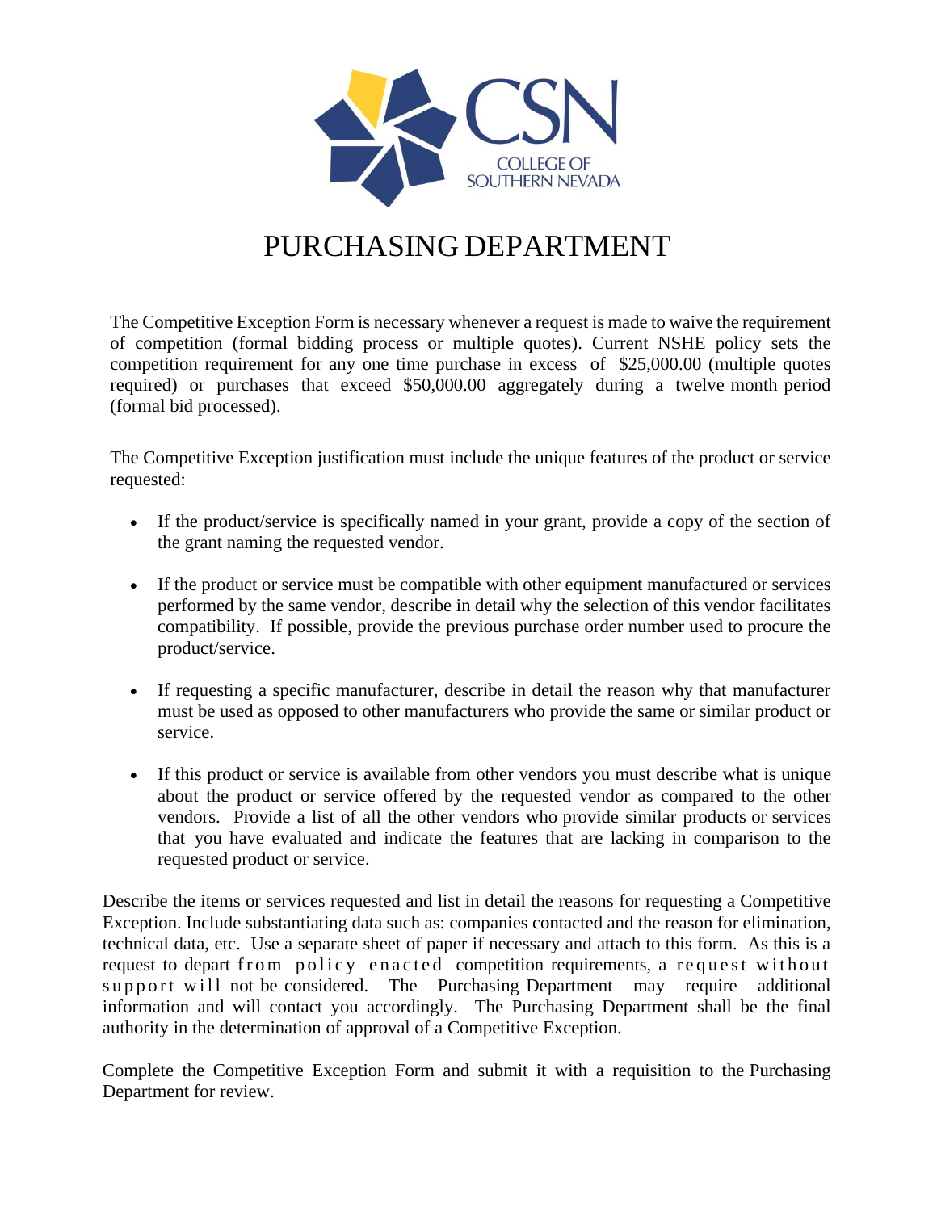# PURCHASING DEPARTMENT

The Competitive Exception Form is necessary whenever a request is made to waive the requirement of competition (formal bidding process or multiple quotes). Current NSHE policy sets the competition requirement for any one time purchase in excess of $25,000.00 (multiple quotes required) or purchases that exceed $50,000.00 aggregately during a twelve month period (formal bid processed).

The Competitive Exception justification must include the unique features of the product or service requested:

- If the product/service is specifically named in your grant, provide a copy of the section of the grant naming the requested vendor.
- If the product or service must be compatible with other equipment manufactured or services performed by the same vendor, describe in detail why the selection of this vendor facilitates compatibility. If possible, provide the previous purchase order number used to procure the product/service.
- If requesting a specific manufacturer, describe in detail the reason why that manufacturer must be used as opposed to other manufacturers who provide the same or similar product or service.
- If this product or service is available from other vendors you must describe what is unique about the product or service offered by the requested vendor as compared to the other vendors. Provide a list of all the other vendors who provide similar products or services that you have evaluated and indicate the features that are lacking in comparison to the requested product or service.

Describe the items or services requested and list in detail the reasons for requesting a Competitive Exception. Include substantiating data such as: companies contacted and the reason for elimination, technical data, etc. Use a separate sheet of paper if necessary and attach to this form. As this is a request to depart from policy enacted competition requirements, a request without support will not be considered. The Purchasing Department may require additional information and will contact you accordingly. The Purchasing Department shall be the final authority in the determination of approval of a Competitive Exception.

Complete the Competitive Exception Form and submit it with a requisition to the Purchasing Department for review.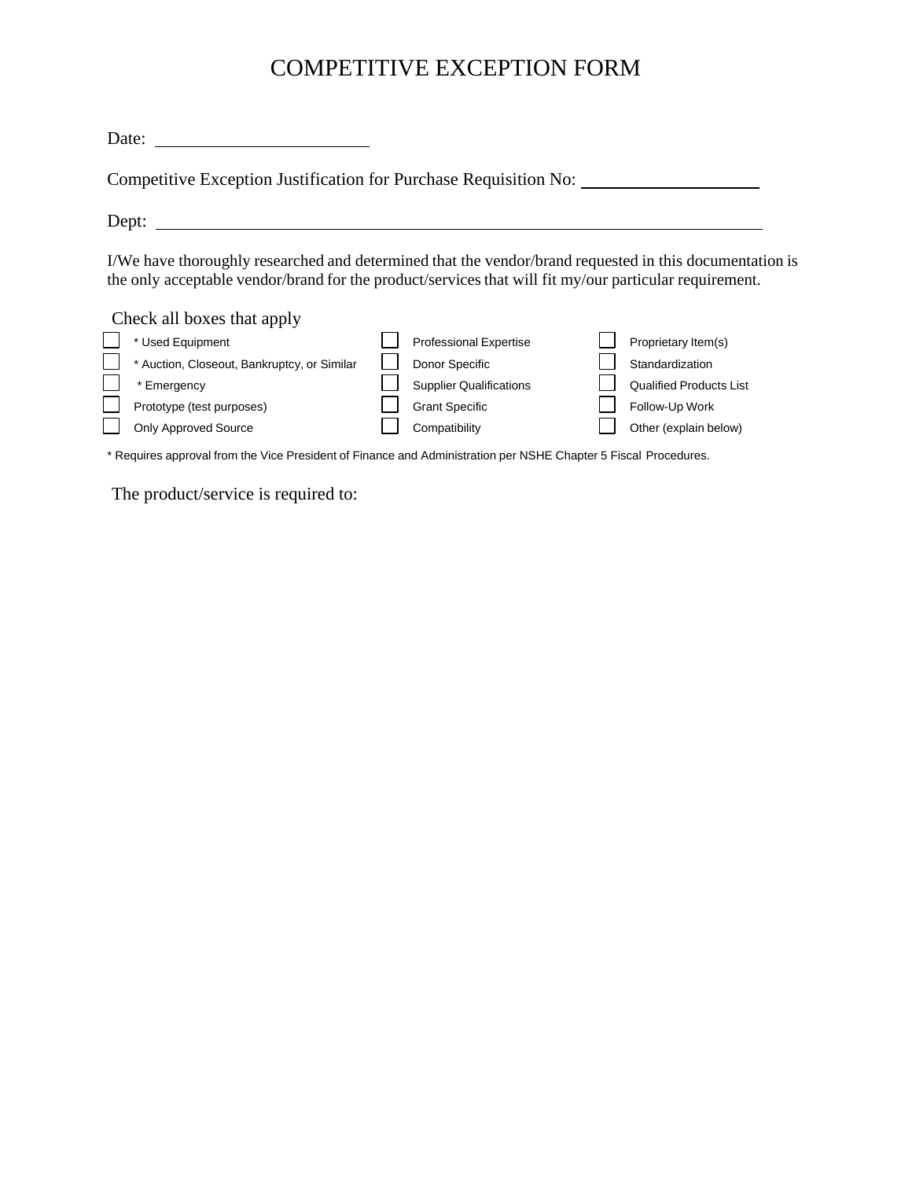# COMPETITIVE EXCEPTION FORM

Date: ______________________

Competitive Exception Justification for Purchase Requisition No: ________________

Dept: ____________________________________________________________

I/We have thoroughly researched and determined that the vendor/brand requested in this documentation is the only acceptable vendor/brand for the product/services that will fit my/our particular requirement.

Check all boxes that apply

| | | |
|---|---|---|
| ☐ * Used Equipment | ☐ Professional Expertise | ☐ Proprietary Item(s) |
| ☐ * Auction, Closeout, Bankruptcy, or Similar | ☐ Donor Specific | ☐ Standardization |
| ☐ * Emergency | ☐ Supplier Qualifications | ☐ Qualified Products List |
| ☐ Prototype (test purposes) | ☐ Grant Specific | ☐ Follow-Up Work |
| ☐ Only Approved Source | ☐ Compatibility | ☐ Other (explain below) |

* Requires approval from the Vice President of Finance and Administration per NSHE Chapter 5 Fiscal Procedures.

The product/service is required to: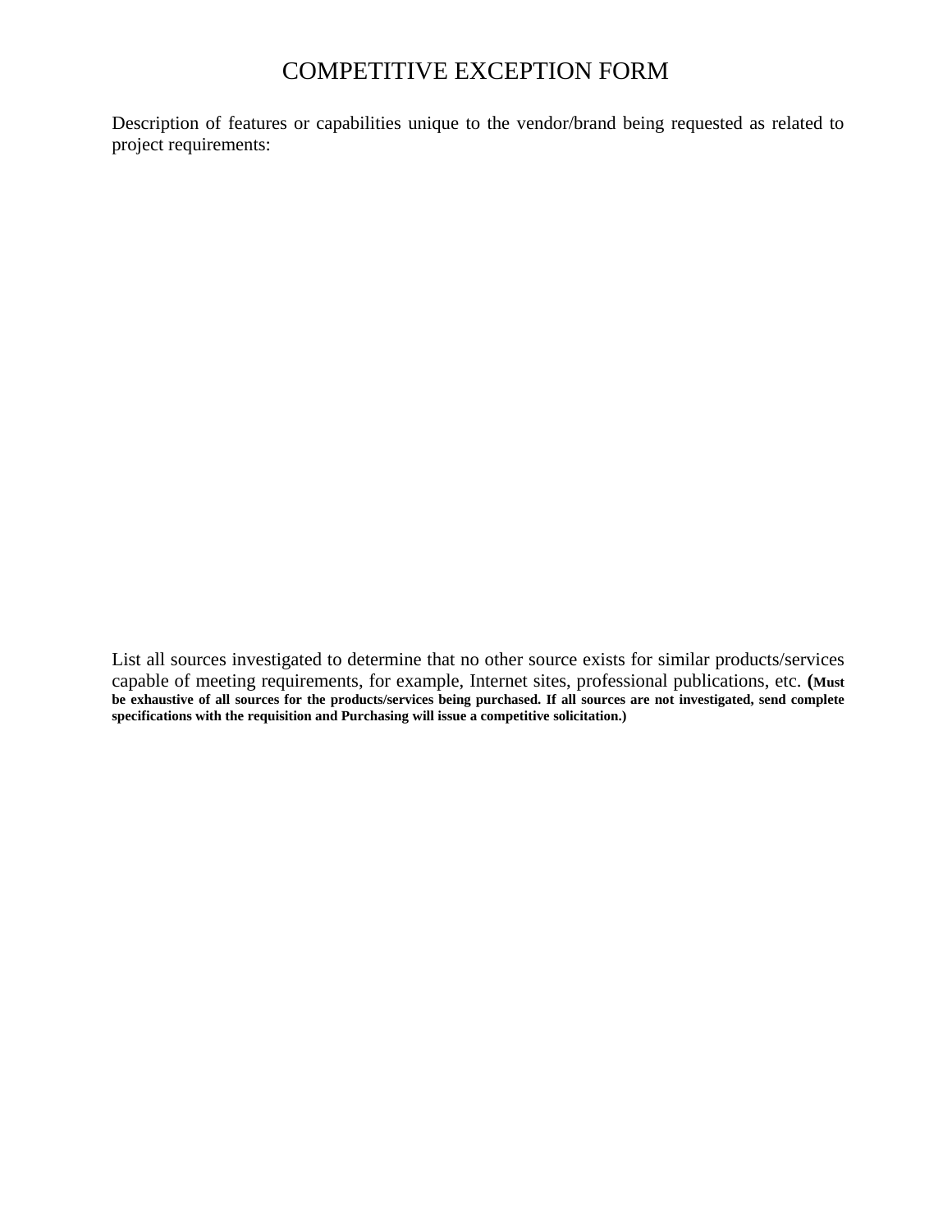# COMPETITIVE EXCEPTION FORM

Description of features or capabilities unique to the vendor/brand being requested as related to project requirements:

List all sources investigated to determine that no other source exists for similar products/services capable of meeting requirements, for example, Internet sites, professional publications, etc. **(Must be exhaustive of all sources for the products/services being purchased. If all sources are not investigated, send complete specifications with the requisition and Purchasing will issue a competitive solicitation.)**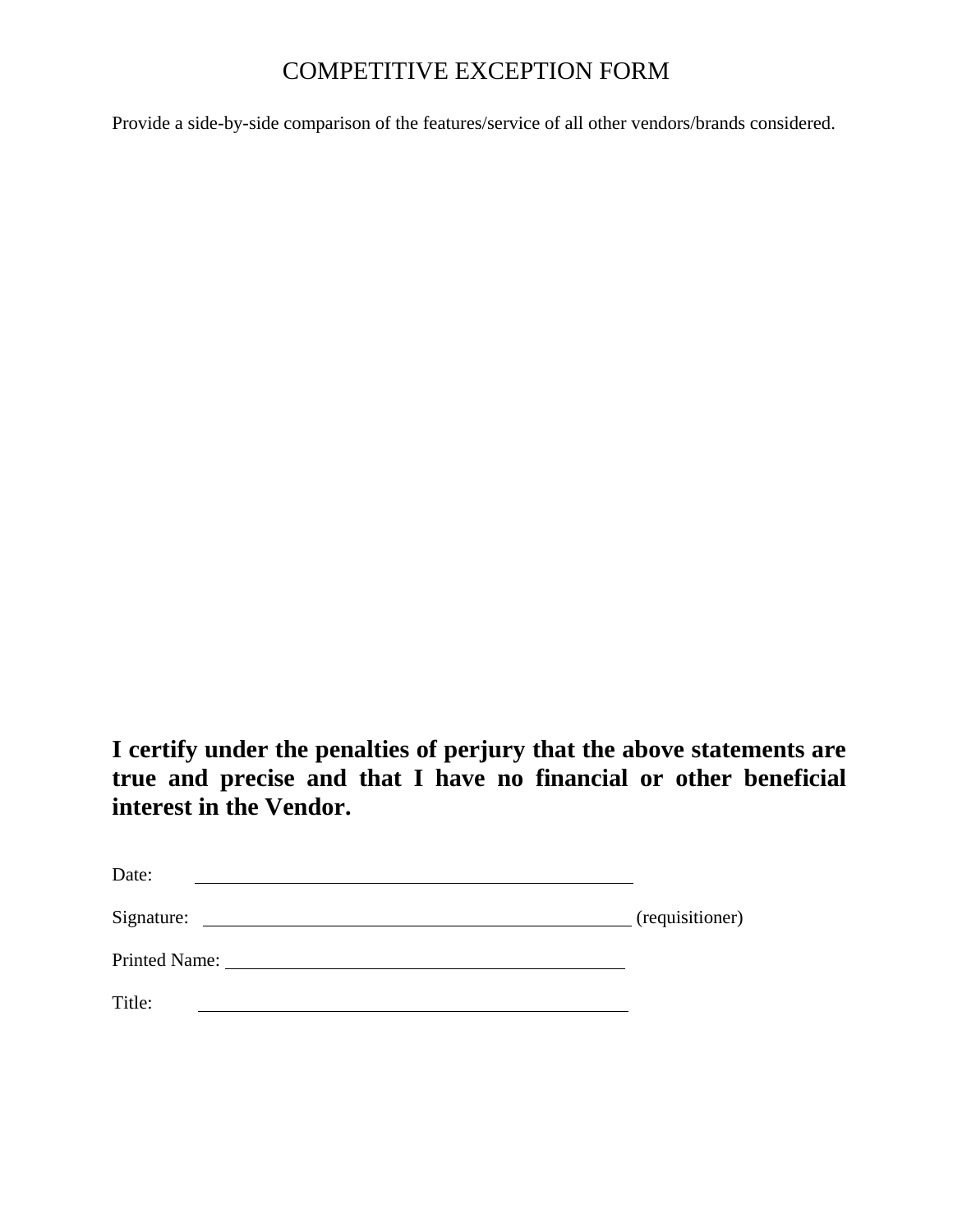# COMPETITIVE EXCEPTION FORM

Provide a side-by-side comparison of the features/service of all other vendors/brands considered.

**I certify under the penalties of perjury that the above statements are true and precise and that I have no financial or other beneficial interest in the Vendor.**

Date: ______________________________________________

Signature: ______________________________________________ (requisitioner)

Printed Name: ______________________________________________

Title: ______________________________________________